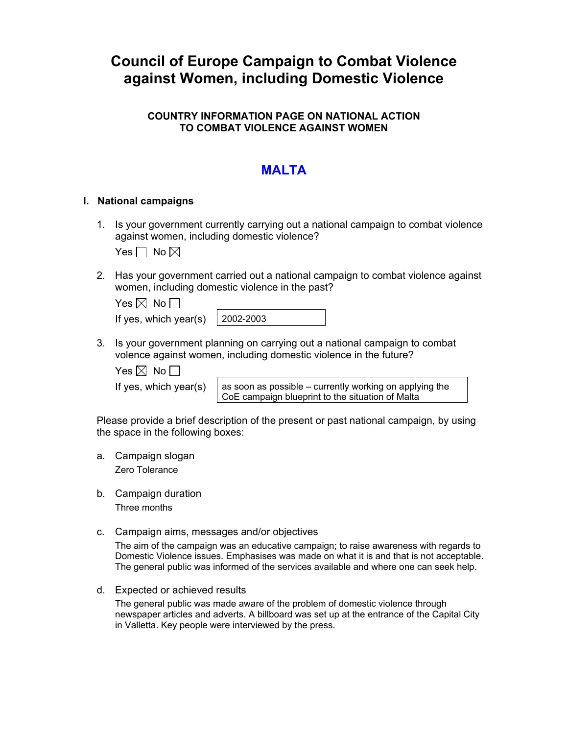# Council of Europe Campaign to Combat Violence against Women, including Domestic Violence

### COUNTRY INFORMATION PAGE ON NATIONAL ACTION TO COMBAT VIOLENCE AGAINST WOMEN

## MALTA

### I. National campaigns

1. Is your government currently carrying out a national campaign to combat violence against women, including domestic violence?

   Yes ☐ No ☒

2. Has your government carried out a national campaign to combat violence against women, including domestic violence in the past?

   Yes ☒ No ☐

   If yes, which year(s): 2002-2003

3. Is your government planning on carrying out a national campaign to combat volence against women, including domestic violence in the future?

   Yes ☒ No ☐

   If yes, which year(s): as soon as possible – currently working on applying the CoE campaign blueprint to the situation of Malta

Please provide a brief description of the present or past national campaign, by using the space in the following boxes:

a. Campaign slogan

   Zero Tolerance

b. Campaign duration

   Three months

c. Campaign aims, messages and/or objectives

   The aim of the campaign was an educative campaign; to raise awareness with regards to Domestic Violence issues. Emphasises was made on what it is and that is not acceptable. The general public was informed of the services available and where one can seek help.

d. Expected or achieved results

   The general public was made aware of the problem of domestic violence through newspaper articles and adverts. A billboard was set up at the entrance of the Capital City in Valletta. Key people were interviewed by the press.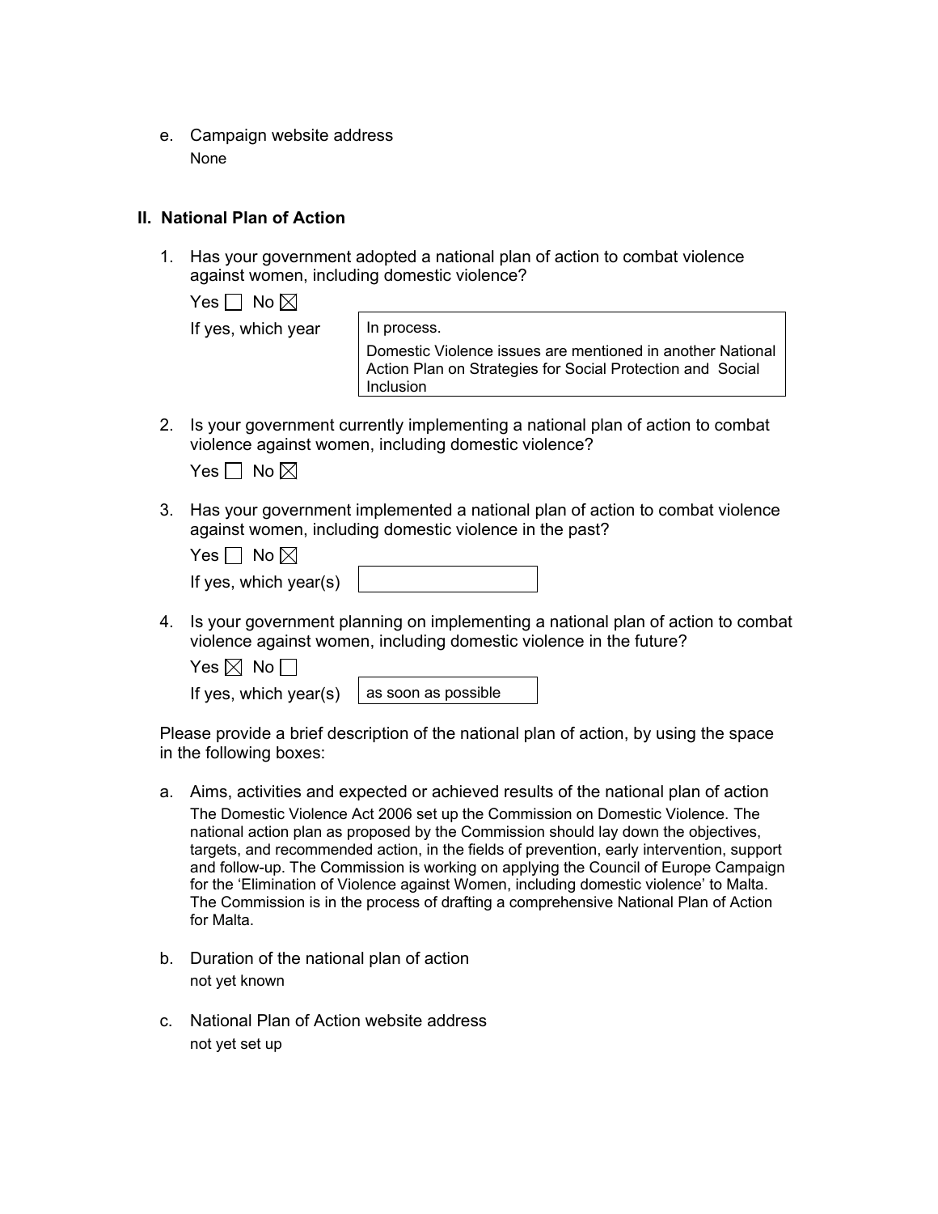e. Campaign website address

   None

## II. National Plan of Action

1. Has your government adopted a national plan of action to combat violence against women, including domestic violence?

   Yes ☐ No ☒

   If yes, which year

   In process.

   Domestic Violence issues are mentioned in another National Action Plan on Strategies for Social Protection and Social Inclusion

2. Is your government currently implementing a national plan of action to combat violence against women, including domestic violence?

   Yes ☐ No ☒

3. Has your government implemented a national plan of action to combat violence against women, including domestic violence in the past?

   Yes ☐ No ☒

   If yes, which year(s)

4. Is your government planning on implementing a national plan of action to combat violence against women, including domestic violence in the future?

   Yes ☒ No ☐

   If yes, which year(s) as soon as possible

Please provide a brief description of the national plan of action, by using the space in the following boxes:

a. Aims, activities and expected or achieved results of the national plan of action

   The Domestic Violence Act 2006 set up the Commission on Domestic Violence. The national action plan as proposed by the Commission should lay down the objectives, targets, and recommended action, in the fields of prevention, early intervention, support and follow-up. The Commission is working on applying the Council of Europe Campaign for the 'Elimination of Violence against Women, including domestic violence' to Malta. The Commission is in the process of drafting a comprehensive National Plan of Action for Malta.

b. Duration of the national plan of action

   not yet known

c. National Plan of Action website address

   not yet set up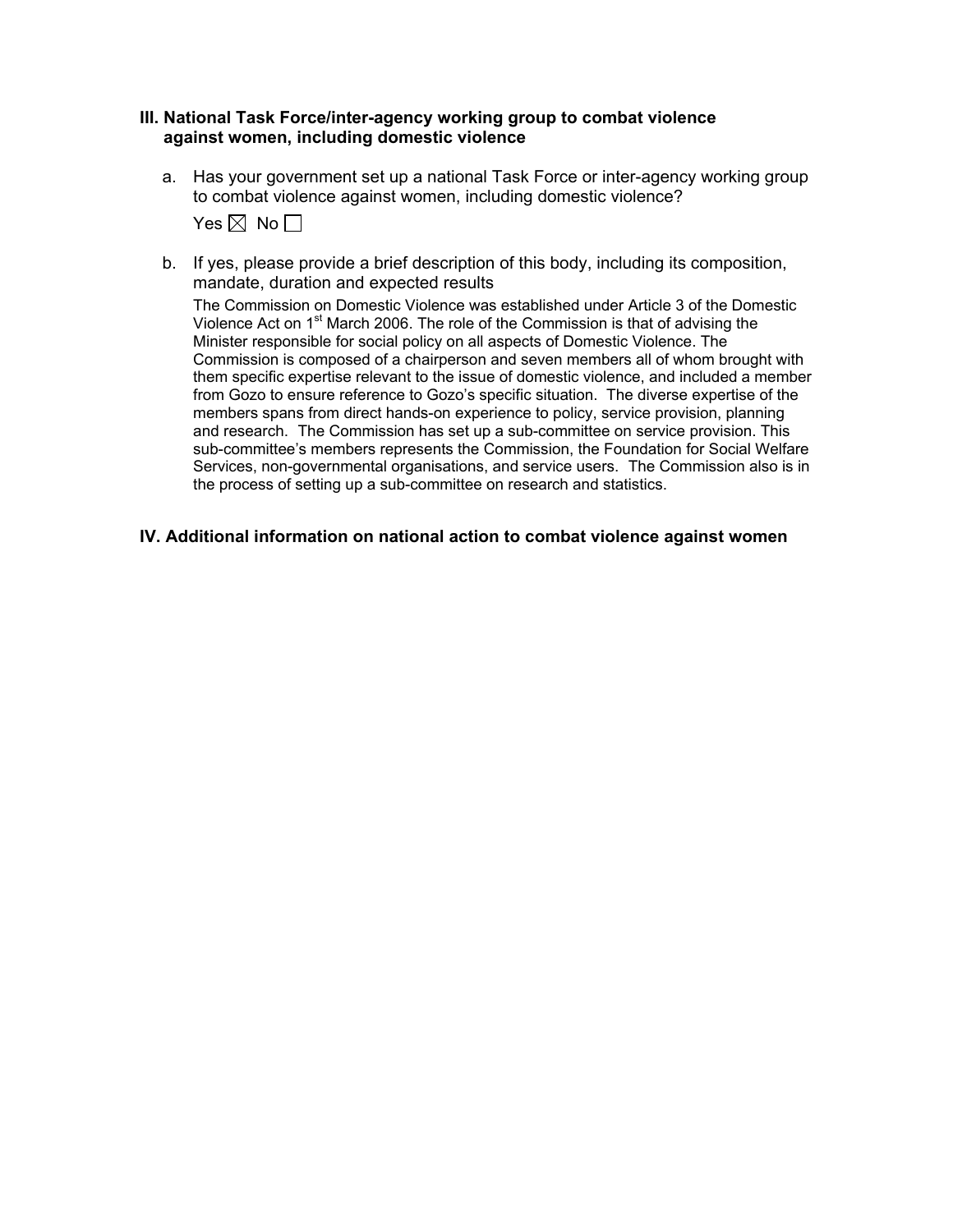## III. National Task Force/inter-agency working group to combat violence against women, including domestic violence

a. Has your government set up a national Task Force or inter-agency working group to combat violence against women, including domestic violence?

   Yes ☒ No ☐

b. If yes, please provide a brief description of this body, including its composition, mandate, duration and expected results

   The Commission on Domestic Violence was established under Article 3 of the Domestic Violence Act on 1st March 2006. The role of the Commission is that of advising the Minister responsible for social policy on all aspects of Domestic Violence. The Commission is composed of a chairperson and seven members all of whom brought with them specific expertise relevant to the issue of domestic violence, and included a member from Gozo to ensure reference to Gozo's specific situation. The diverse expertise of the members spans from direct hands-on experience to policy, service provision, planning and research. The Commission has set up a sub-committee on service provision. This sub-committee's members represents the Commission, the Foundation for Social Welfare Services, non-governmental organisations, and service users. The Commission also is in the process of setting up a sub-committee on research and statistics.

## IV. Additional information on national action to combat violence against women